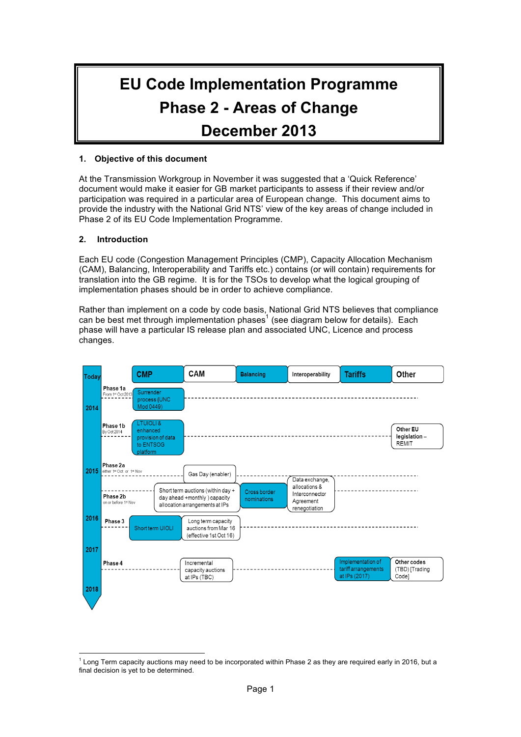# EU Code Implementation Programme Phase 2 - Areas of Change December 2013

## 1. Objective of this document

At the Transmission Workgroup in November it was suggested that a 'Quick Reference' document would make it easier for GB market participants to assess if their review and/or participation was required in a particular area of European change. This document aims to provide the industry with the National Grid NTS' view of the key areas of change included in Phase 2 of its EU Code Implementation Programme.

## 2. Introduction

Each EU code (Congestion Management Principles (CMP), Capacity Allocation Mechanism (CAM), Balancing, Interoperability and Tariffs etc.) contains (or will contain) requirements for translation into the GB regime. It is for the TSOs to develop what the logical grouping of implementation phases should be in order to achieve compliance.

Rather than implement on a code by code basis, National Grid NTS believes that compliance can be best met through implementation phases[1] (see diagram below for details). Each phase will have a particular IS release plan and associated UNC, Licence and process changes.

| Timeline | Phase | CMP | CAM | Balancing | Interoperability | Tariffs | Other |
|---|---|---|---|---|---|---|---|
| Today | Phase 1a (From 1st Oct 2013) | Surrender process (UNC Mod 0449) | | | | | |
| 2014 | Phase 1b (By Oct 2014) | LTUIOLI & enhanced provision of data to ENTSOG platform | | | | | Other EU legislation – REMIT |
| 2015 | Phase 2a (either 1st Oct or 1st Nov) | | Gas Day (enabler) | | | | |
| | Phase 2b (on or before 1st Nov) | Short term auctions (within day + day ahead +monthly) capacity allocation arrangements at IPs | | Cross border nominations | Data exchange, allocations & Interconnector Agreement renegotiation | | |
| 2016 | Phase 3 | Short term UIOLI | Long term capacity auctions from Mar 16 (effective 1st Oct 16) | | | | |
| 2017 | Phase 4 | | Incremental capacity auctions at IPs (TBC) | | | Implementation of tariff arrangements at IPs (2017) | Other codes (TBD) [Trading Code] |
| 2018 | | | | | | | |

[1] Long Term capacity auctions may need to be incorporated within Phase 2 as they are required early in 2016, but a final decision is yet to be determined.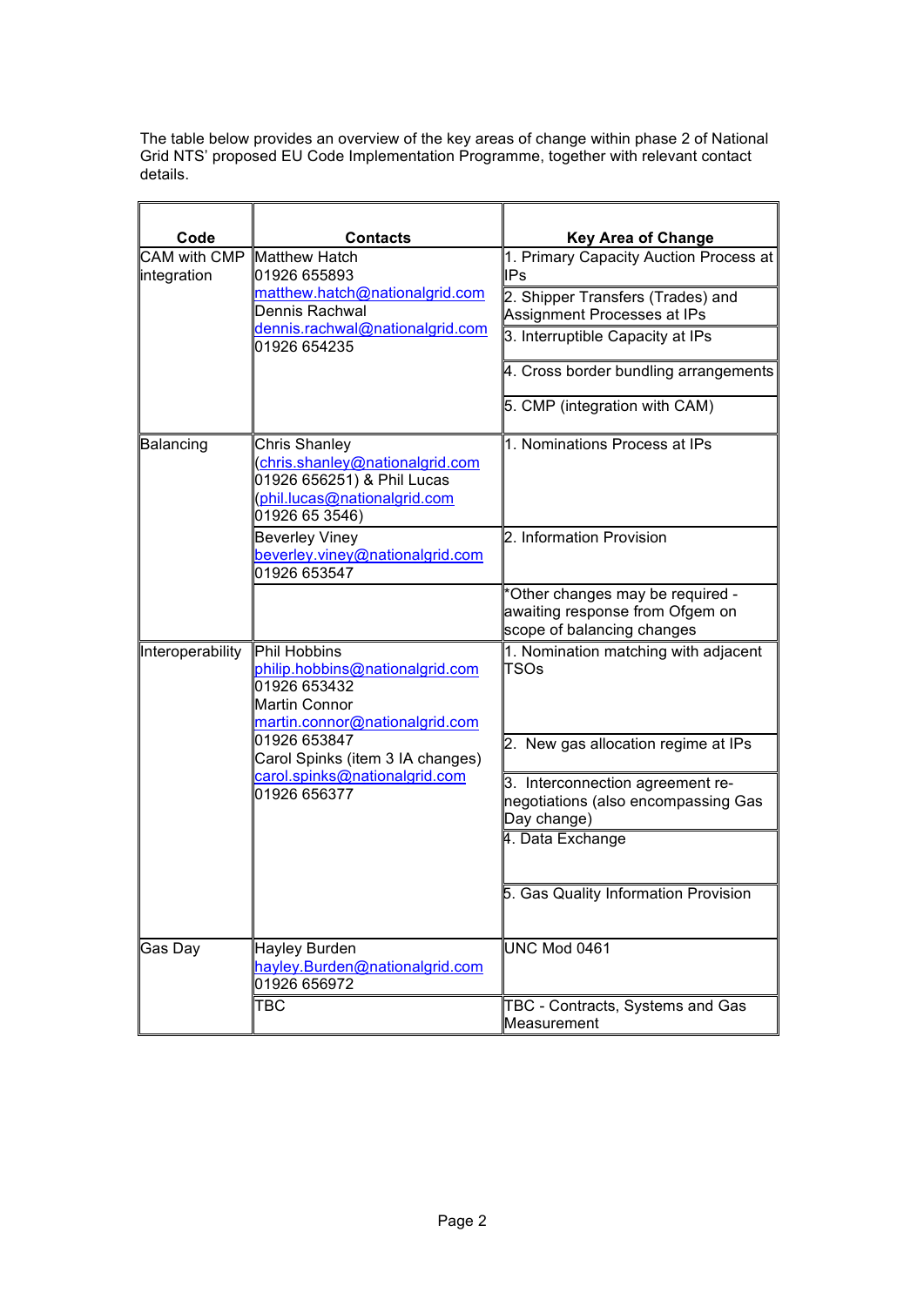The table below provides an overview of the key areas of change within phase 2 of National Grid NTS' proposed EU Code Implementation Programme, together with relevant contact details.

| Code | Contacts | Key Area of Change |
|---|---|---|
| CAM with CMP integration | Matthew Hatch<br>01926 655893<br>matthew.hatch@nationalgrid.com<br>Dennis Rachwal<br>dennis.rachwal@nationalgrid.com<br>01926 654235 | 1. Primary Capacity Auction Process at IPs |
| | | 2. Shipper Transfers (Trades) and Assignment Processes at IPs |
| | | 3. Interruptible Capacity at IPs |
| | | 4. Cross border bundling arrangements |
| | | 5. CMP (integration with CAM) |
| Balancing | Chris Shanley (chris.shanley@nationalgrid.com 01926 656251) & Phil Lucas (phil.lucas@nationalgrid.com 01926 65 3546) | 1. Nominations Process at IPs |
| | Beverley Viney<br>beverley.viney@nationalgrid.com<br>01926 653547 | 2. Information Provision |
| | | *Other changes may be required - awaiting response from Ofgem on scope of balancing changes |
| Interoperability | Phil Hobbins<br>philip.hobbins@nationalgrid.com<br>01926 653432<br>Martin Connor<br>martin.connor@nationalgrid.com<br>01926 653847<br>Carol Spinks (item 3 IA changes)<br>carol.spinks@nationalgrid.com<br>01926 656377 | 1. Nomination matching with adjacent TSOs |
| | | 2. New gas allocation regime at IPs |
| | | 3. Interconnection agreement re-negotiations (also encompassing Gas Day change) |
| | | 4. Data Exchange |
| | | 5. Gas Quality Information Provision |
| Gas Day | Hayley Burden<br>hayley.Burden@nationalgrid.com<br>01926 656972 | UNC Mod 0461 |
| | TBC | TBC - Contracts, Systems and Gas Measurement |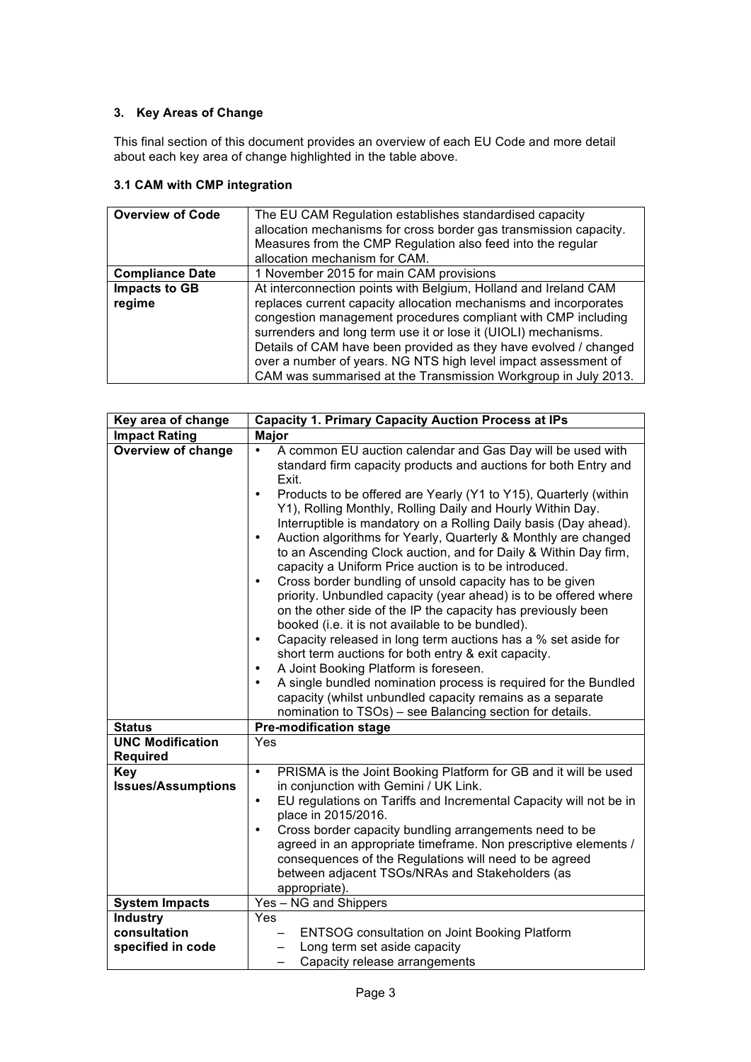### 3. Key Areas of Change

This final section of this document provides an overview of each EU Code and more detail about each key area of change highlighted in the table above.

#### 3.1 CAM with CMP integration

| **Overview of Code** | The EU CAM Regulation establishes standardised capacity allocation mechanisms for cross border gas transmission capacity. Measures from the CMP Regulation also feed into the regular allocation mechanism for CAM. |
|---|---|
| **Compliance Date** | 1 November 2015 for main CAM provisions |
| **Impacts to GB regime** | At interconnection points with Belgium, Holland and Ireland CAM replaces current capacity allocation mechanisms and incorporates congestion management procedures compliant with CMP including surrenders and long term use it or lose it (UIOLI) mechanisms. Details of CAM have been provided as they have evolved / changed over a number of years. NG NTS high level impact assessment of CAM was summarised at the Transmission Workgroup in July 2013. |

| **Key area of change** | **Capacity 1. Primary Capacity Auction Process at IPs** |
|---|---|
| **Impact Rating** | **Major** |
| **Overview of change** | • A common EU auction calendar and Gas Day will be used with standard firm capacity products and auctions for both Entry and Exit.<br>• Products to be offered are Yearly (Y1 to Y15), Quarterly (within Y1), Rolling Monthly, Rolling Daily and Hourly Within Day. Interruptible is mandatory on a Rolling Daily basis (Day ahead).<br>• Auction algorithms for Yearly, Quarterly & Monthly are changed to an Ascending Clock auction, and for Daily & Within Day firm, capacity a Uniform Price auction is to be introduced.<br>• Cross border bundling of unsold capacity has to be given priority. Unbundled capacity (year ahead) is to be offered where on the other side of the IP the capacity has previously been booked (i.e. it is not available to be bundled).<br>• Capacity released in long term auctions has a % set aside for short term auctions for both entry & exit capacity.<br>• A Joint Booking Platform is foreseen.<br>• A single bundled nomination process is required for the Bundled capacity (whilst unbundled capacity remains as a separate nomination to TSOs) – see Balancing section for details. |
| **Status** | **Pre-modification stage** |
| **UNC Modification Required** | Yes |
| **Key Issues/Assumptions** | • PRISMA is the Joint Booking Platform for GB and it will be used in conjunction with Gemini / UK Link.<br>• EU regulations on Tariffs and Incremental Capacity will not be in place in 2015/2016.<br>• Cross border capacity bundling arrangements need to be agreed in an appropriate timeframe. Non prescriptive elements / consequences of the Regulations will need to be agreed between adjacent TSOs/NRAs and Stakeholders (as appropriate). |
| **System Impacts** | Yes – NG and Shippers |
| **Industry consultation specified in code** | Yes<br>– ENTSOG consultation on Joint Booking Platform<br>– Long term set aside capacity<br>– Capacity release arrangements |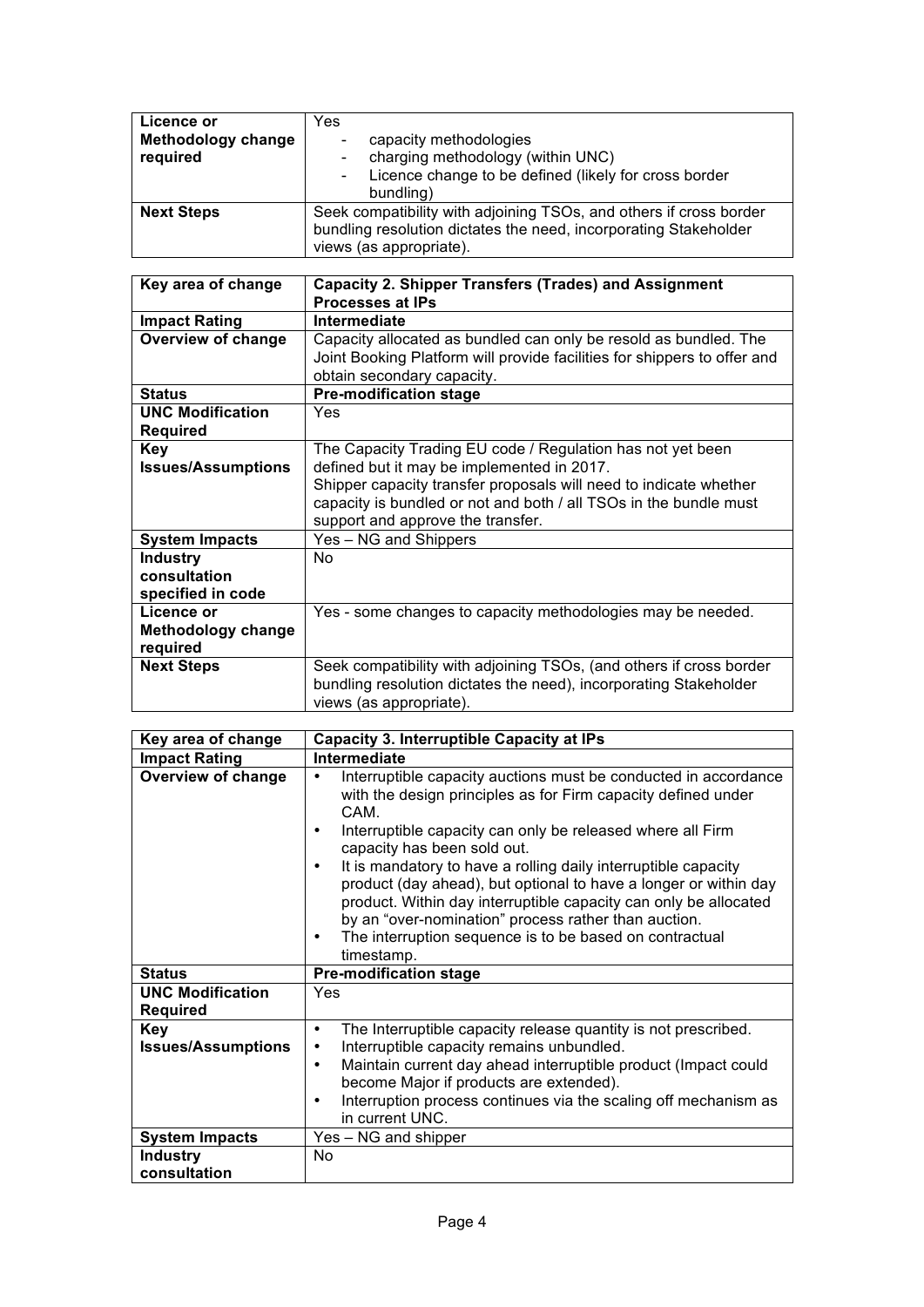| Licence or Methodology change required | Yes<br>- capacity methodologies<br>- charging methodology (within UNC)<br>- Licence change to be defined (likely for cross border bundling) |
|---|---|
| **Next Steps** | Seek compatibility with adjoining TSOs, and others if cross border bundling resolution dictates the need, incorporating Stakeholder views (as appropriate). |

| Key area of change | Capacity 2. Shipper Transfers (Trades) and Assignment Processes at IPs |
|---|---|
| **Impact Rating** | **Intermediate** |
| **Overview of change** | Capacity allocated as bundled can only be resold as bundled. The Joint Booking Platform will provide facilities for shippers to offer and obtain secondary capacity. |
| **Status** | **Pre-modification stage** |
| **UNC Modification Required** | Yes |
| **Key Issues/Assumptions** | The Capacity Trading EU code / Regulation has not yet been defined but it may be implemented in 2017.<br>Shipper capacity transfer proposals will need to indicate whether capacity is bundled or not and both / all TSOs in the bundle must support and approve the transfer. |
| **System Impacts** | Yes – NG and Shippers |
| **Industry consultation specified in code** | No |
| **Licence or Methodology change required** | Yes - some changes to capacity methodologies may be needed. |
| **Next Steps** | Seek compatibility with adjoining TSOs, (and others if cross border bundling resolution dictates the need), incorporating Stakeholder views (as appropriate). |

| Key area of change | Capacity 3. Interruptible Capacity at IPs |
|---|---|
| **Impact Rating** | **Intermediate** |
| **Overview of change** | • Interruptible capacity auctions must be conducted in accordance with the design principles as for Firm capacity defined under CAM.<br>• Interruptible capacity can only be released where all Firm capacity has been sold out.<br>• It is mandatory to have a rolling daily interruptible capacity product (day ahead), but optional to have a longer or within day product. Within day interruptible capacity can only be allocated by an "over-nomination" process rather than auction.<br>• The interruption sequence is to be based on contractual timestamp. |
| **Status** | **Pre-modification stage** |
| **UNC Modification Required** | Yes |
| **Key Issues/Assumptions** | • The Interruptible capacity release quantity is not prescribed.<br>• Interruptible capacity remains unbundled.<br>• Maintain current day ahead interruptible product (Impact could become Major if products are extended).<br>• Interruption process continues via the scaling off mechanism as in current UNC. |
| **System Impacts** | Yes – NG and shipper |
| **Industry consultation** | No |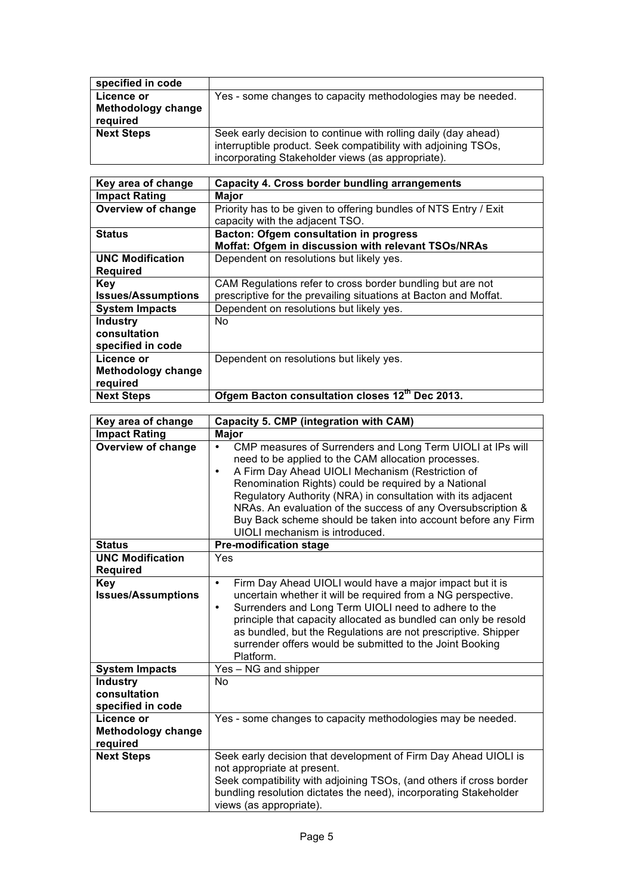| specified in code | |
|---|---|
| **Licence or Methodology change required** | Yes - some changes to capacity methodologies may be needed. |
| **Next Steps** | Seek early decision to continue with rolling daily (day ahead) interruptible product. Seek compatibility with adjoining TSOs, incorporating Stakeholder views (as appropriate). |

| Key area of change | Capacity 4. Cross border bundling arrangements |
|---|---|
| **Impact Rating** | **Major** |
| **Overview of change** | Priority has to be given to offering bundles of NTS Entry / Exit capacity with the adjacent TSO. |
| **Status** | **Bacton: Ofgem consultation in progress**<br>**Moffat: Ofgem in discussion with relevant TSOs/NRAs** |
| **UNC Modification Required** | Dependent on resolutions but likely yes. |
| **Key Issues/Assumptions** | CAM Regulations refer to cross border bundling but are not prescriptive for the prevailing situations at Bacton and Moffat. |
| **System Impacts** | Dependent on resolutions but likely yes. |
| **Industry consultation specified in code** | No |
| **Licence or Methodology change required** | Dependent on resolutions but likely yes. |
| **Next Steps** | **Ofgem Bacton consultation closes 12th Dec 2013.** |

| Key area of change | Capacity 5. CMP (integration with CAM) |
|---|---|
| **Impact Rating** | **Major** |
| **Overview of change** | • CMP measures of Surrenders and Long Term UIOLI at IPs will need to be applied to the CAM allocation processes.<br>• A Firm Day Ahead UIOLI Mechanism (Restriction of Renomination Rights) could be required by a National Regulatory Authority (NRA) in consultation with its adjacent NRAs. An evaluation of the success of any Oversubscription & Buy Back scheme should be taken into account before any Firm UIOLI mechanism is introduced. |
| **Status** | **Pre-modification stage** |
| **UNC Modification Required** | Yes |
| **Key Issues/Assumptions** | • Firm Day Ahead UIOLI would have a major impact but it is uncertain whether it will be required from a NG perspective.<br>• Surrenders and Long Term UIOLI need to adhere to the principle that capacity allocated as bundled can only be resold as bundled, but the Regulations are not prescriptive. Shipper surrender offers would be submitted to the Joint Booking Platform. |
| **System Impacts** | Yes – NG and shipper |
| **Industry consultation specified in code** | No |
| **Licence or Methodology change required** | Yes - some changes to capacity methodologies may be needed. |
| **Next Steps** | Seek early decision that development of Firm Day Ahead UIOLI is not appropriate at present.<br>Seek compatibility with adjoining TSOs, (and others if cross border bundling resolution dictates the need), incorporating Stakeholder views (as appropriate). |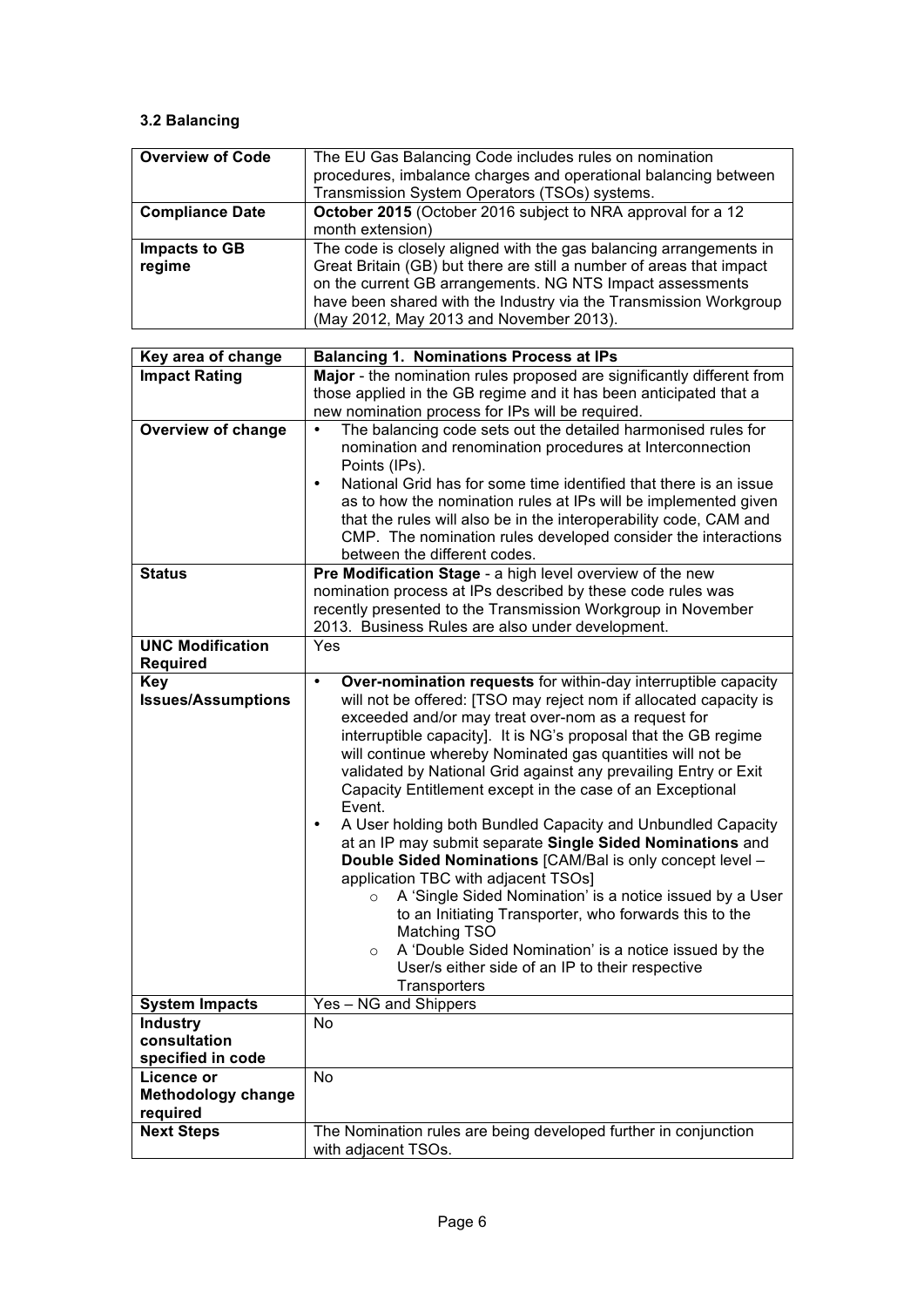### 3.2 Balancing

| **Overview of Code** | The EU Gas Balancing Code includes rules on nomination procedures, imbalance charges and operational balancing between Transmission System Operators (TSOs) systems. |
|---|---|
| **Compliance Date** | **October 2015** (October 2016 subject to NRA approval for a 12 month extension) |
| **Impacts to GB regime** | The code is closely aligned with the gas balancing arrangements in Great Britain (GB) but there are still a number of areas that impact on the current GB arrangements. NG NTS Impact assessments have been shared with the Industry via the Transmission Workgroup (May 2012, May 2013 and November 2013). |

| **Key area of change** | **Balancing 1. Nominations Process at IPs** |
|---|---|
| **Impact Rating** | **Major** - the nomination rules proposed are significantly different from those applied in the GB regime and it has been anticipated that a new nomination process for IPs will be required. |
| **Overview of change** | • The balancing code sets out the detailed harmonised rules for nomination and renomination procedures at Interconnection Points (IPs).<br>• National Grid has for some time identified that there is an issue as to how the nomination rules at IPs will be implemented given that the rules will also be in the interoperability code, CAM and CMP. The nomination rules developed consider the interactions between the different codes. |
| **Status** | **Pre Modification Stage** - a high level overview of the new nomination process at IPs described by these code rules was recently presented to the Transmission Workgroup in November 2013. Business Rules are also under development. |
| **UNC Modification Required** | Yes |
| **Key Issues/Assumptions** | • **Over-nomination requests** for within-day interruptible capacity will not be offered: [TSO may reject nom if allocated capacity is exceeded and/or may treat over-nom as a request for interruptible capacity]. It is NG's proposal that the GB regime will continue whereby Nominated gas quantities will not be validated by National Grid against any prevailing Entry or Exit Capacity Entitlement except in the case of an Exceptional Event.<br>• A User holding both Bundled Capacity and Unbundled Capacity at an IP may submit separate **Single Sided Nominations** and **Double Sided Nominations** [CAM/Bal is only concept level – application TBC with adjacent TSOs]<br>  ○ A 'Single Sided Nomination' is a notice issued by a User to an Initiating Transporter, who forwards this to the Matching TSO<br>  ○ A 'Double Sided Nomination' is a notice issued by the User/s either side of an IP to their respective Transporters |
| **System Impacts** | Yes – NG and Shippers |
| **Industry consultation specified in code** | No |
| **Licence or Methodology change required** | No |
| **Next Steps** | The Nomination rules are being developed further in conjunction with adjacent TSOs. |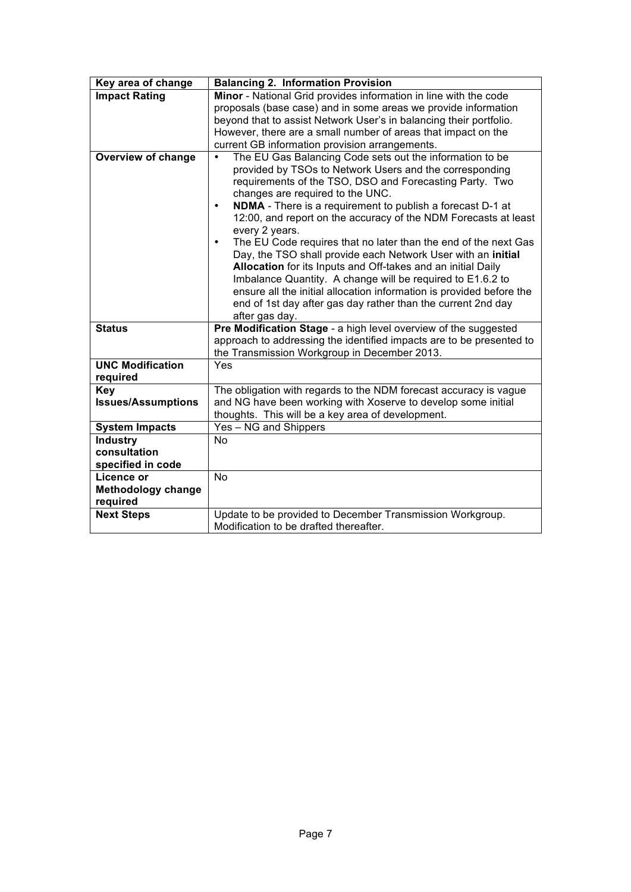| Key area of change | Balancing 2. Information Provision |
|---|---|
| **Impact Rating** | **Minor** - National Grid provides information in line with the code proposals (base case) and in some areas we provide information beyond that to assist Network User's in balancing their portfolio. However, there are a small number of areas that impact on the current GB information provision arrangements. |
| **Overview of change** | • The EU Gas Balancing Code sets out the information to be provided by TSOs to Network Users and the corresponding requirements of the TSO, DSO and Forecasting Party. Two changes are required to the UNC.<br>• **NDMA** - There is a requirement to publish a forecast D-1 at 12:00, and report on the accuracy of the NDM Forecasts at least every 2 years.<br>• The EU Code requires that no later than the end of the next Gas Day, the TSO shall provide each Network User with an **initial Allocation** for its Inputs and Off-takes and an initial Daily Imbalance Quantity. A change will be required to E1.6.2 to ensure all the initial allocation information is provided before the end of 1st day after gas day rather than the current 2nd day after gas day. |
| **Status** | **Pre Modification Stage** - a high level overview of the suggested approach to addressing the identified impacts are to be presented to the Transmission Workgroup in December 2013. |
| **UNC Modification required** | Yes |
| **Key Issues/Assumptions** | The obligation with regards to the NDM forecast accuracy is vague and NG have been working with Xoserve to develop some initial thoughts. This will be a key area of development. |
| **System Impacts** | Yes – NG and Shippers |
| **Industry consultation specified in code** | No |
| **Licence or Methodology change required** | No |
| **Next Steps** | Update to be provided to December Transmission Workgroup. Modification to be drafted thereafter. |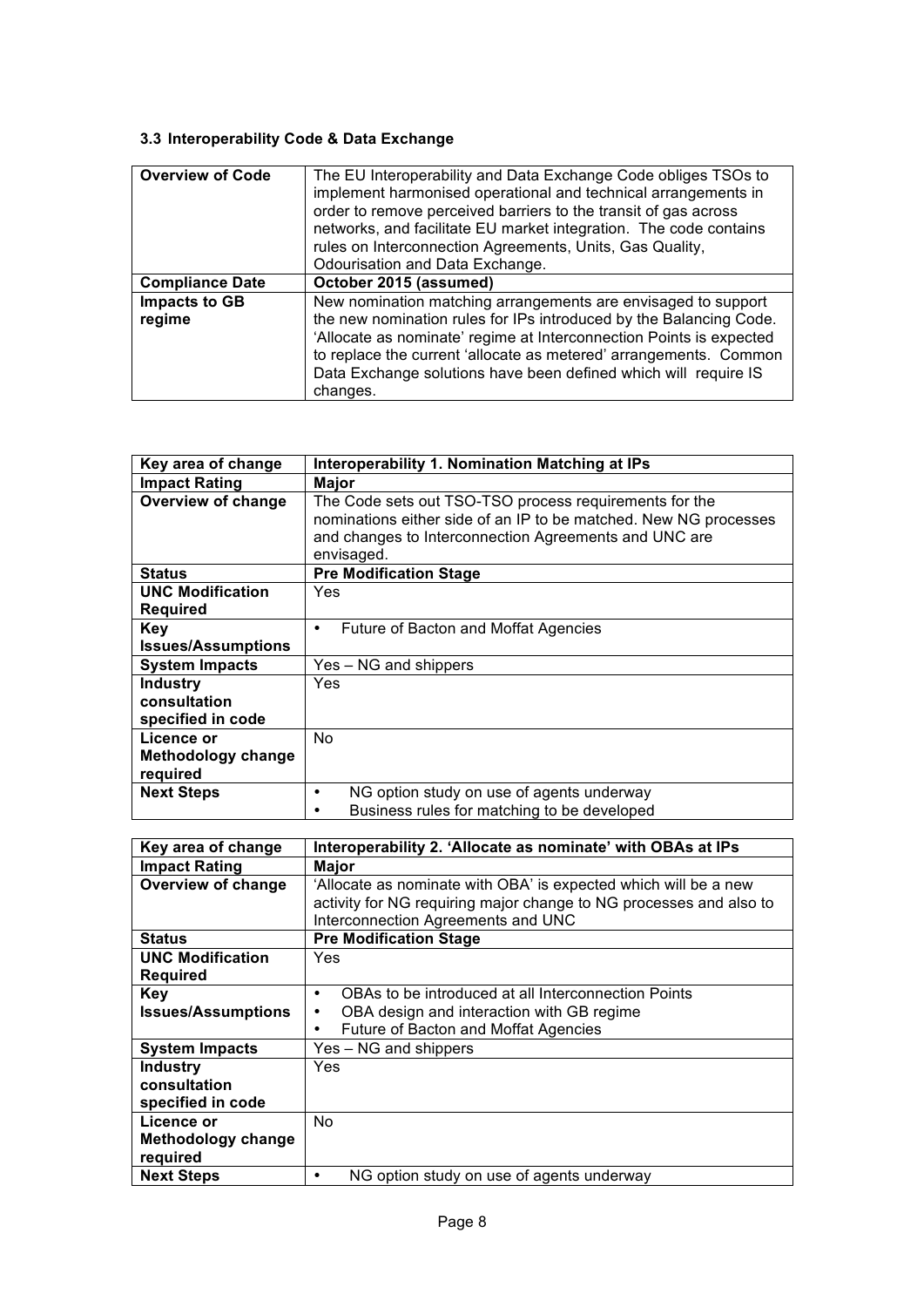### 3.3 Interoperability Code & Data Exchange

| **Overview of Code** | The EU Interoperability and Data Exchange Code obliges TSOs to implement harmonised operational and technical arrangements in order to remove perceived barriers to the transit of gas across networks, and facilitate EU market integration. The code contains rules on Interconnection Agreements, Units, Gas Quality, Odourisation and Data Exchange. |
|---|---|
| **Compliance Date** | **October 2015 (assumed)** |
| **Impacts to GB regime** | New nomination matching arrangements are envisaged to support the new nomination rules for IPs introduced by the Balancing Code. 'Allocate as nominate' regime at Interconnection Points is expected to replace the current 'allocate as metered' arrangements. Common Data Exchange solutions have been defined which will require IS changes. |

| **Key area of change** | **Interoperability 1. Nomination Matching at IPs** |
|---|---|
| **Impact Rating** | **Major** |
| **Overview of change** | The Code sets out TSO-TSO process requirements for the nominations either side of an IP to be matched. New NG processes and changes to Interconnection Agreements and UNC are envisaged. |
| **Status** | **Pre Modification Stage** |
| **UNC Modification Required** | Yes |
| **Key Issues/Assumptions** | • Future of Bacton and Moffat Agencies |
| **System Impacts** | Yes – NG and shippers |
| **Industry consultation specified in code** | Yes |
| **Licence or Methodology change required** | No |
| **Next Steps** | • NG option study on use of agents underway<br>• Business rules for matching to be developed |

| **Key area of change** | **Interoperability 2. 'Allocate as nominate' with OBAs at IPs** |
|---|---|
| **Impact Rating** | **Major** |
| **Overview of change** | 'Allocate as nominate with OBA' is expected which will be a new activity for NG requiring major change to NG processes and also to Interconnection Agreements and UNC |
| **Status** | **Pre Modification Stage** |
| **UNC Modification Required** | Yes |
| **Key Issues/Assumptions** | • OBAs to be introduced at all Interconnection Points<br>• OBA design and interaction with GB regime<br>• Future of Bacton and Moffat Agencies |
| **System Impacts** | Yes – NG and shippers |
| **Industry consultation specified in code** | Yes |
| **Licence or Methodology change required** | No |
| **Next Steps** | • NG option study on use of agents underway |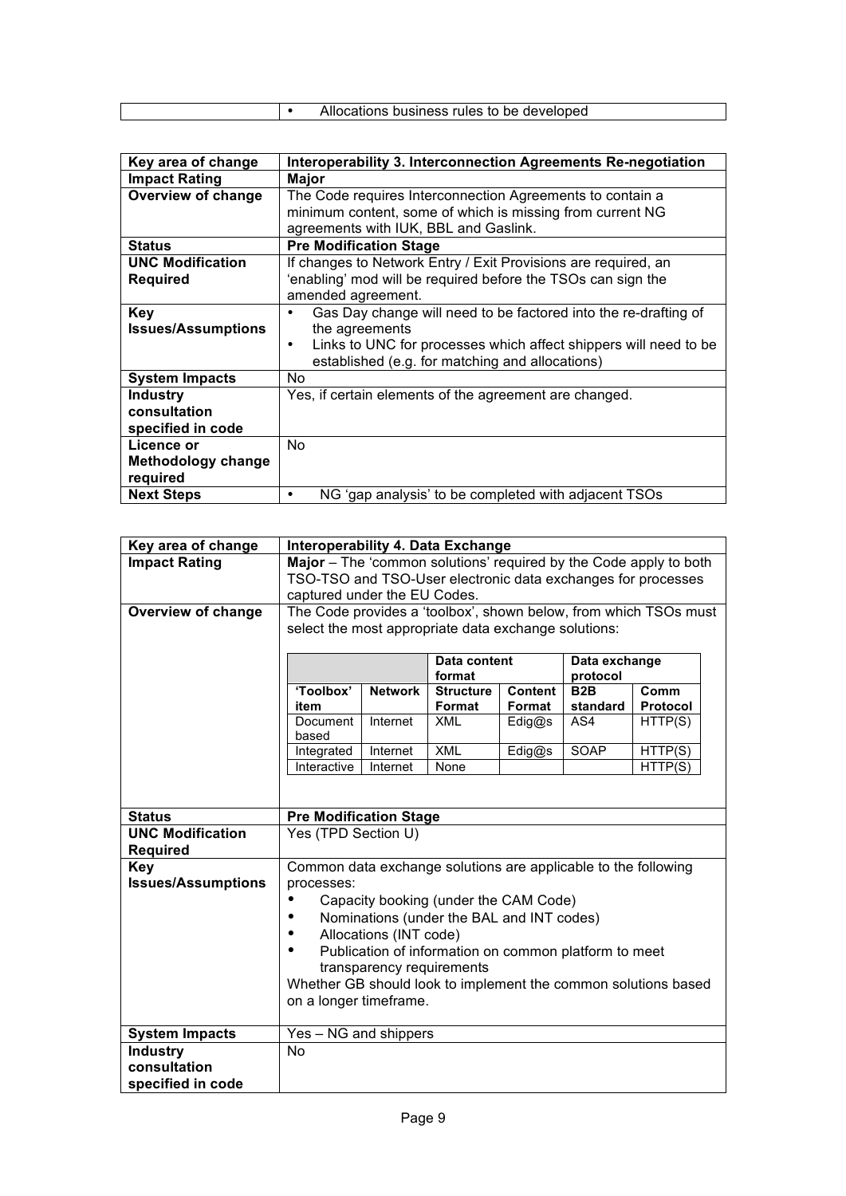| | |
|---|---|
| | • Allocations business rules to be developed |

| Key area of change | Interoperability 3. Interconnection Agreements Re-negotiation |
|---|---|
| **Impact Rating** | **Major** |
| **Overview of change** | The Code requires Interconnection Agreements to contain a minimum content, some of which is missing from current NG agreements with IUK, BBL and Gaslink. |
| **Status** | **Pre Modification Stage** |
| **UNC Modification Required** | If changes to Network Entry / Exit Provisions are required, an 'enabling' mod will be required before the TSOs can sign the amended agreement. |
| **Key Issues/Assumptions** | • Gas Day change will need to be factored into the re-drafting of the agreements<br>• Links to UNC for processes which affect shippers will need to be established (e.g. for matching and allocations) |
| **System Impacts** | No |
| **Industry consultation specified in code** | Yes, if certain elements of the agreement are changed. |
| **Licence or Methodology change required** | No |
| **Next Steps** | • NG 'gap analysis' to be completed with adjacent TSOs |

| Key area of change | Interoperability 4. Data Exchange |
|---|---|
| **Impact Rating** | **Major** – The 'common solutions' required by the Code apply to both TSO-TSO and TSO-User electronic data exchanges for processes captured under the EU Codes. |
| **Overview of change** | The Code provides a 'toolbox', shown below, from which TSOs must select the most appropriate data exchange solutions: (see table below) |
| **Status** | **Pre Modification Stage** |
| **UNC Modification Required** | Yes (TPD Section U) |
| **Key Issues/Assumptions** | Common data exchange solutions are applicable to the following processes:<br>• Capacity booking (under the CAM Code)<br>• Nominations (under the BAL and INT codes)<br>• Allocations (INT code)<br>• Publication of information on common platform to meet transparency requirements<br>Whether GB should look to implement the common solutions based on a longer timeframe. |
| **System Impacts** | Yes – NG and shippers |
| **Industry consultation specified in code** | No |

| | | Data content format | | Data exchange protocol | |
|---|---|---|---|---|---|
| **'Toolbox' item** | **Network** | **Structure Format** | **Content Format** | **B2B standard** | **Comm Protocol** |
| Document based | Internet | XML | Edig@s | AS4 | HTTP(S) |
| Integrated | Internet | XML | Edig@s | SOAP | HTTP(S) |
| Interactive | Internet | None | | | HTTP(S) |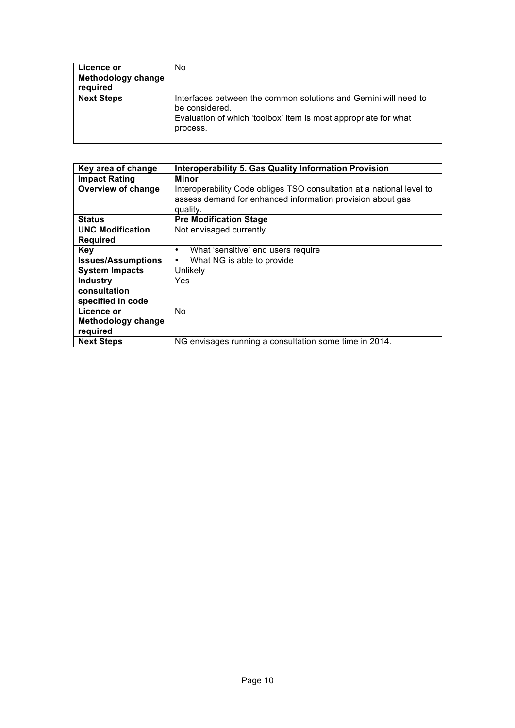| **Licence or Methodology change required** | No |
|---|---|
| **Next Steps** | Interfaces between the common solutions and Gemini will need to be considered.<br>Evaluation of which 'toolbox' item is most appropriate for what process. |

| **Key area of change** | **Interoperability 5. Gas Quality Information Provision** |
|---|---|
| **Impact Rating** | **Minor** |
| **Overview of change** | Interoperability Code obliges TSO consultation at a national level to assess demand for enhanced information provision about gas quality. |
| **Status** | **Pre Modification Stage** |
| **UNC Modification Required** | Not envisaged currently |
| **Key Issues/Assumptions** | • What 'sensitive' end users require<br>• What NG is able to provide |
| **System Impacts** | Unlikely |
| **Industry consultation specified in code** | Yes |
| **Licence or Methodology change required** | No |
| **Next Steps** | NG envisages running a consultation some time in 2014. |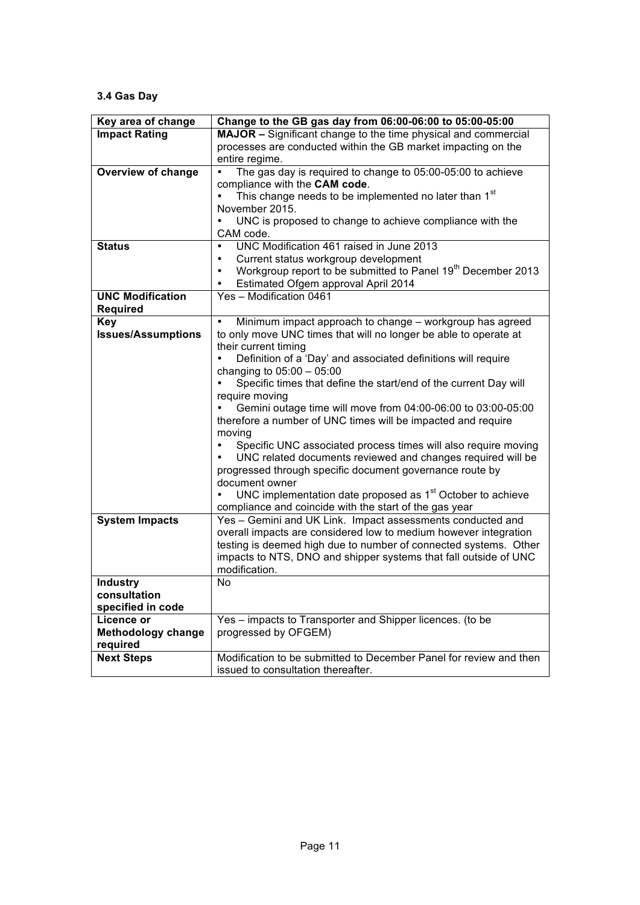### 3.4 Gas Day

| Key area of change | Change to the GB gas day from 06:00-06:00 to 05:00-05:00 |
|---|---|
| **Impact Rating** | **MAJOR –** Significant change to the time physical and commercial processes are conducted within the GB market impacting on the entire regime. |
| **Overview of change** | • The gas day is required to change to 05:00-05:00 to achieve compliance with the **CAM code**.<br>• This change needs to be implemented no later than 1st November 2015.<br>• UNC is proposed to change to achieve compliance with the CAM code. |
| **Status** | • UNC Modification 461 raised in June 2013<br>• Current status workgroup development<br>• Workgroup report to be submitted to Panel 19th December 2013<br>• Estimated Ofgem approval April 2014 |
| **UNC Modification Required** | Yes – Modification 0461 |
| **Key Issues/Assumptions** | • Minimum impact approach to change – workgroup has agreed to only move UNC times that will no longer be able to operate at their current timing<br>• Definition of a 'Day' and associated definitions will require changing to 05:00 – 05:00<br>• Specific times that define the start/end of the current Day will require moving<br>• Gemini outage time will move from 04:00-06:00 to 03:00-05:00 therefore a number of UNC times will be impacted and require moving<br>• Specific UNC associated process times will also require moving<br>• UNC related documents reviewed and changes required will be progressed through specific document governance route by document owner<br>• UNC implementation date proposed as 1st October to achieve compliance and coincide with the start of the gas year |
| **System Impacts** | Yes – Gemini and UK Link. Impact assessments conducted and overall impacts are considered low to medium however integration testing is deemed high due to number of connected systems. Other impacts to NTS, DNO and shipper systems that fall outside of UNC modification. |
| **Industry consultation specified in code** | No |
| **Licence or Methodology change required** | Yes – impacts to Transporter and Shipper licences. (to be progressed by OFGEM) |
| **Next Steps** | Modification to be submitted to December Panel for review and then issued to consultation thereafter. |